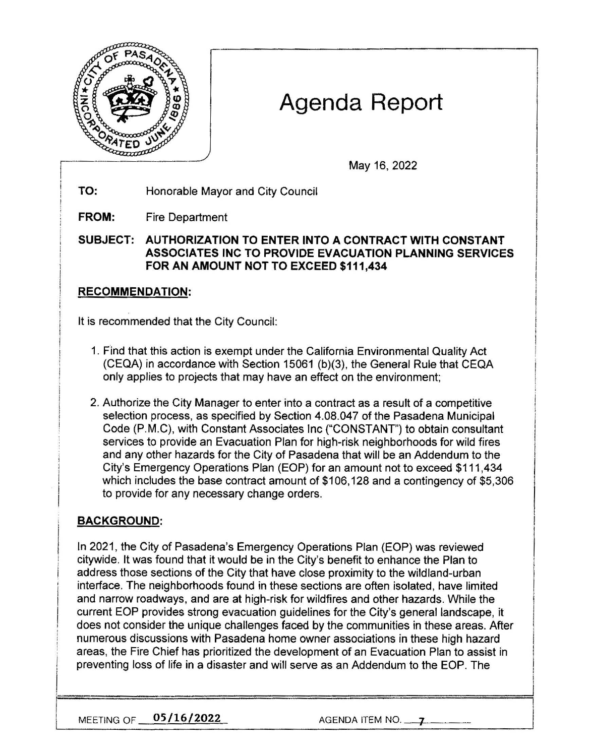# Agenda Report

May 16, 2022

**TO:** Honorable Mayor and City Council

**FROM:** Fire Department

**SUBJECT: AUTHORIZATION TO ENTER INTO A CONTRACT WITH CONSTANT ASSOCIATES INC TO PROVIDE EVACUATION PLANNING SERVICES FOR AN AMOUNT NOT TO EXCEED $111,434**

## RECOMMENDATION:

It is recommended that the City Council:

1. Find that this action is exempt under the California Environmental Quality Act (CEQA) in accordance with Section 15061 (b)(3), the General Rule that CEQA only applies to projects that may have an effect on the environment;

2. Authorize the City Manager to enter into a contract as a result of a competitive selection process, as specified by Section 4.08.047 of the Pasadena Municipal Code (P.M.C), with Constant Associates Inc ("CONSTANT") to obtain consultant services to provide an Evacuation Plan for high-risk neighborhoods for wild fires and any other hazards for the City of Pasadena that will be an Addendum to the City's Emergency Operations Plan (EOP) for an amount not to exceed $111,434 which includes the base contract amount of $106,128 and a contingency of $5,306 to provide for any necessary change orders.

## BACKGROUND:

In 2021, the City of Pasadena's Emergency Operations Plan (EOP) was reviewed citywide. It was found that it would be in the City's benefit to enhance the Plan to address those sections of the City that have close proximity to the wildland-urban interface. The neighborhoods found in these sections are often isolated, have limited and narrow roadways, and are at high-risk for wildfires and other hazards. While the current EOP provides strong evacuation guidelines for the City's general landscape, it does not consider the unique challenges faced by the communities in these areas. After numerous discussions with Pasadena home owner associations in these high hazard areas, the Fire Chief has prioritized the development of an Evacuation Plan to assist in preventing loss of life in a disaster and will serve as an Addendum to the EOP. The

MEETING OF 05/16/2022 AGENDA ITEM NO. 7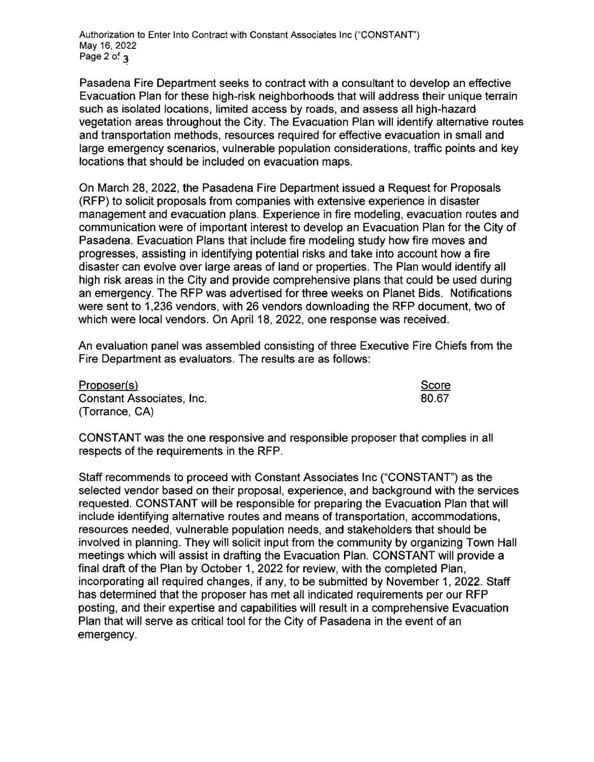Pasadena Fire Department seeks to contract with a consultant to develop an effective Evacuation Plan for these high-risk neighborhoods that will address their unique terrain such as isolated locations, limited access by roads, and assess all high-hazard vegetation areas throughout the City. The Evacuation Plan will identify alternative routes and transportation methods, resources required for effective evacuation in small and large emergency scenarios, vulnerable population considerations, traffic points and key locations that should be included on evacuation maps.

On March 28, 2022, the Pasadena Fire Department issued a Request for Proposals (RFP) to solicit proposals from companies with extensive experience in disaster management and evacuation plans. Experience in fire modeling, evacuation routes and communication were of important interest to develop an Evacuation Plan for the City of Pasadena. Evacuation Plans that include fire modeling study how fire moves and progresses, assisting in identifying potential risks and take into account how a fire disaster can evolve over large areas of land or properties. The Plan would identify all high risk areas in the City and provide comprehensive plans that could be used during an emergency. The RFP was advertised for three weeks on Planet Bids. Notifications were sent to 1,236 vendors, with 26 vendors downloading the RFP document, two of which were local vendors. On April 18, 2022, one response was received.

An evaluation panel was assembled consisting of three Executive Fire Chiefs from the Fire Department as evaluators. The results are as follows:

| Proposer(s) | Score |
|---|---|
| Constant Associates, Inc. (Torrance, CA) | 80.67 |

CONSTANT was the one responsive and responsible proposer that complies in all respects of the requirements in the RFP.

Staff recommends to proceed with Constant Associates Inc ("CONSTANT") as the selected vendor based on their proposal, experience, and background with the services requested. CONSTANT will be responsible for preparing the Evacuation Plan that will include identifying alternative routes and means of transportation, accommodations, resources needed, vulnerable population needs, and stakeholders that should be involved in planning. They will solicit input from the community by organizing Town Hall meetings which will assist in drafting the Evacuation Plan. CONSTANT will provide a final draft of the Plan by October 1, 2022 for review, with the completed Plan, incorporating all required changes, if any, to be submitted by November 1, 2022. Staff has determined that the proposer has met all indicated requirements per our RFP posting, and their expertise and capabilities will result in a comprehensive Evacuation Plan that will serve as critical tool for the City of Pasadena in the event of an emergency.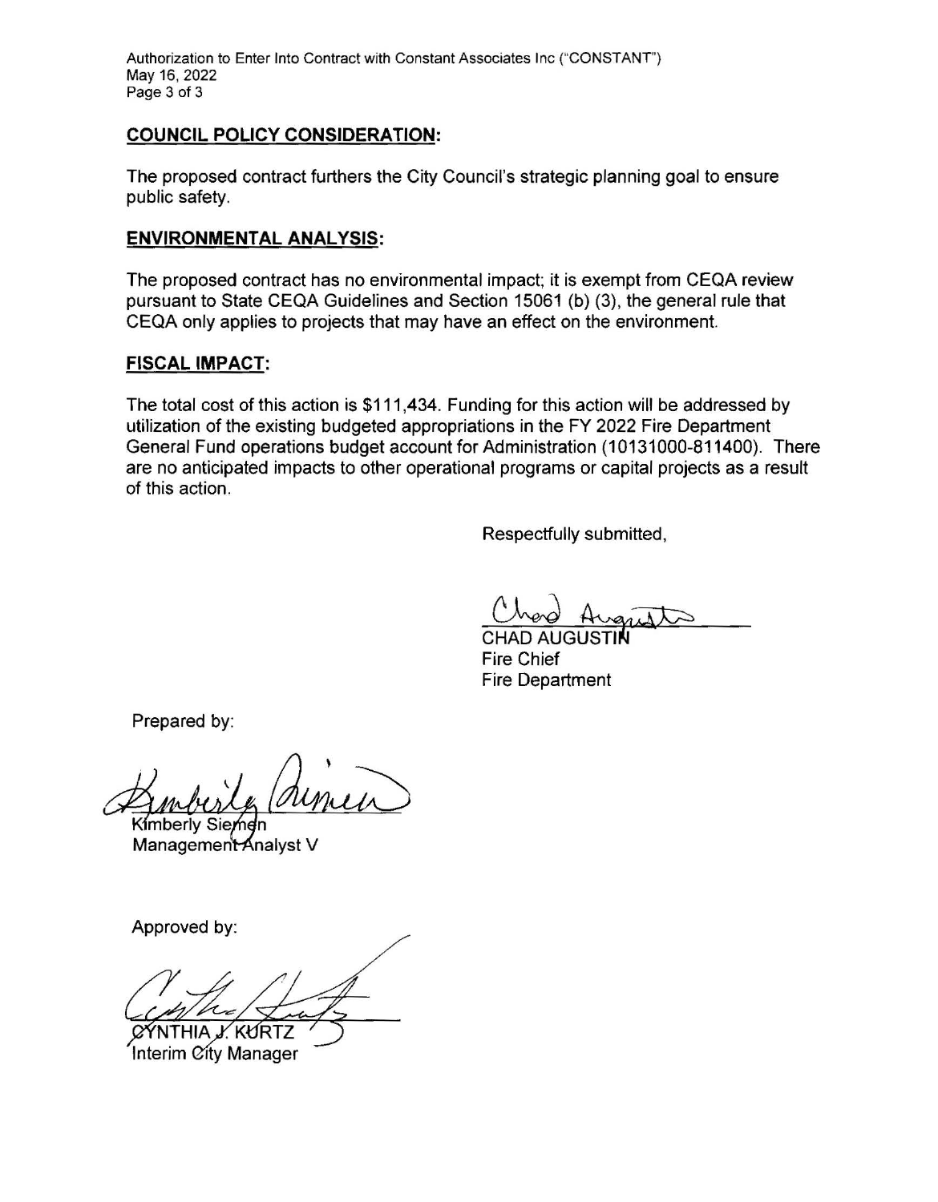## COUNCIL POLICY CONSIDERATION:

The proposed contract furthers the City Council's strategic planning goal to ensure public safety.

## ENVIRONMENTAL ANALYSIS:

The proposed contract has no environmental impact; it is exempt from CEQA review pursuant to State CEQA Guidelines and Section 15061 (b) (3), the general rule that CEQA only applies to projects that may have an effect on the environment.

## FISCAL IMPACT:

The total cost of this action is $111,434. Funding for this action will be addressed by utilization of the existing budgeted appropriations in the FY 2022 Fire Department General Fund operations budget account for Administration (10131000-811400). There are no anticipated impacts to other operational programs or capital projects as a result of this action.

Respectfully submitted,

CHAD AUGUSTIN
Fire Chief
Fire Department

Prepared by:

Kimberly Siemen
Management Analyst V

Approved by:

CYNTHIA J. KURTZ
Interim City Manager